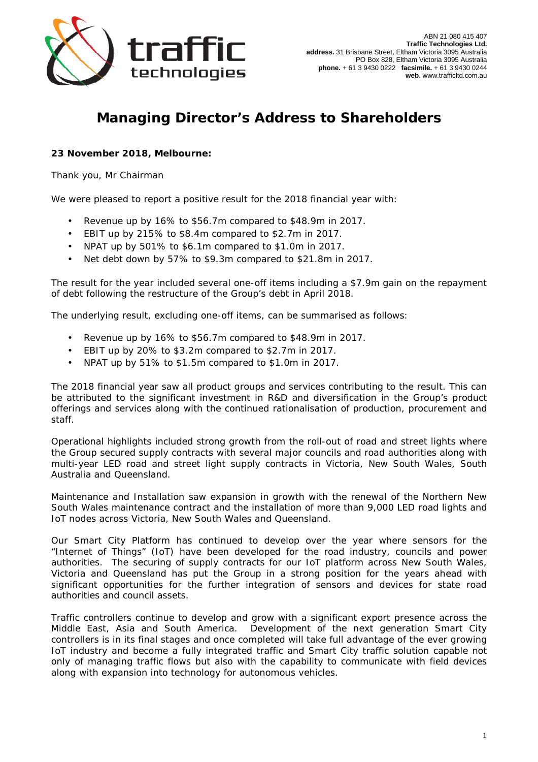ABN 21 080 415 407
**Traffic Technologies Ltd.**
**address.** 31 Brisbane Street, Eltham Victoria 3095 Australia
PO Box 828, Eltham Victoria 3095 Australia
**phone.** + 61 3 9430 0222 **facsimile.** + 61 3 9430 0244
**web**. www.trafficltd.com.au

# Managing Director's Address to Shareholders

**23 November 2018, Melbourne:**

Thank you, Mr Chairman

We were pleased to report a positive result for the 2018 financial year with:

- Revenue up by 16% to $56.7m compared to $48.9m in 2017.
- EBIT up by 215% to $8.4m compared to $2.7m in 2017.
- NPAT up by 501% to $6.1m compared to $1.0m in 2017.
- Net debt down by 57% to $9.3m compared to $21.8m in 2017.

The result for the year included several one-off items including a $7.9m gain on the repayment of debt following the restructure of the Group's debt in April 2018.

The underlying result, excluding one-off items, can be summarised as follows:

- Revenue up by 16% to $56.7m compared to $48.9m in 2017.
- EBIT up by 20% to $3.2m compared to $2.7m in 2017.
- NPAT up by 51% to $1.5m compared to $1.0m in 2017.

The 2018 financial year saw all product groups and services contributing to the result. This can be attributed to the significant investment in R&D and diversification in the Group's product offerings and services along with the continued rationalisation of production, procurement and staff.

Operational highlights included strong growth from the roll-out of road and street lights where the Group secured supply contracts with several major councils and road authorities along with multi-year LED road and street light supply contracts in Victoria, New South Wales, South Australia and Queensland.

Maintenance and Installation saw expansion in growth with the renewal of the Northern New South Wales maintenance contract and the installation of more than 9,000 LED road lights and IoT nodes across Victoria, New South Wales and Queensland.

Our Smart City Platform has continued to develop over the year where sensors for the "Internet of Things" (IoT) have been developed for the road industry, councils and power authorities. The securing of supply contracts for our IoT platform across New South Wales, Victoria and Queensland has put the Group in a strong position for the years ahead with significant opportunities for the further integration of sensors and devices for state road authorities and council assets.

Traffic controllers continue to develop and grow with a significant export presence across the Middle East, Asia and South America. Development of the next generation Smart City controllers is in its final stages and once completed will take full advantage of the ever growing IoT industry and become a fully integrated traffic and Smart City traffic solution capable not only of managing traffic flows but also with the capability to communicate with field devices along with expansion into technology for autonomous vehicles.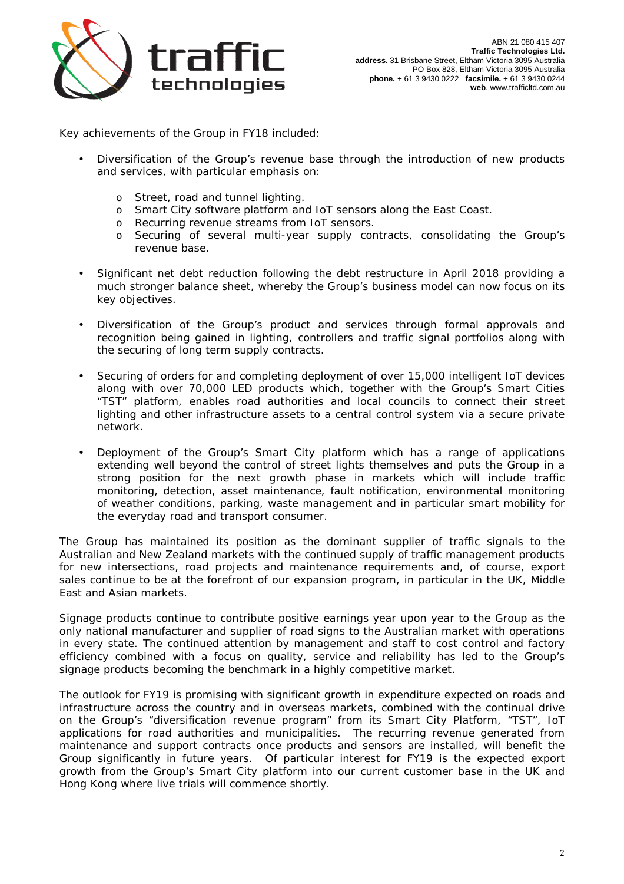Key achievements of the Group in FY18 included:

- Diversification of the Group's revenue base through the introduction of new products and services, with particular emphasis on:
  - Street, road and tunnel lighting.
  - Smart City software platform and IoT sensors along the East Coast.
  - Recurring revenue streams from IoT sensors.
  - Securing of several multi-year supply contracts, consolidating the Group's revenue base.
- Significant net debt reduction following the debt restructure in April 2018 providing a much stronger balance sheet, whereby the Group's business model can now focus on its key objectives.
- Diversification of the Group's product and services through formal approvals and recognition being gained in lighting, controllers and traffic signal portfolios along with the securing of long term supply contracts.
- Securing of orders for and completing deployment of over 15,000 intelligent IoT devices along with over 70,000 LED products which, together with the Group's Smart Cities "TST" platform, enables road authorities and local councils to connect their street lighting and other infrastructure assets to a central control system via a secure private network.
- Deployment of the Group's Smart City platform which has a range of applications extending well beyond the control of street lights themselves and puts the Group in a strong position for the next growth phase in markets which will include traffic monitoring, detection, asset maintenance, fault notification, environmental monitoring of weather conditions, parking, waste management and in particular smart mobility for the everyday road and transport consumer.

The Group has maintained its position as the dominant supplier of traffic signals to the Australian and New Zealand markets with the continued supply of traffic management products for new intersections, road projects and maintenance requirements and, of course, export sales continue to be at the forefront of our expansion program, in particular in the UK, Middle East and Asian markets.

Signage products continue to contribute positive earnings year upon year to the Group as the only national manufacturer and supplier of road signs to the Australian market with operations in every state. The continued attention by management and staff to cost control and factory efficiency combined with a focus on quality, service and reliability has led to the Group's signage products becoming the benchmark in a highly competitive market.

The outlook for FY19 is promising with significant growth in expenditure expected on roads and infrastructure across the country and in overseas markets, combined with the continual drive on the Group's "diversification revenue program" from its Smart City Platform, "TST", IoT applications for road authorities and municipalities. The recurring revenue generated from maintenance and support contracts once products and sensors are installed, will benefit the Group significantly in future years. Of particular interest for FY19 is the expected export growth from the Group's Smart City platform into our current customer base in the UK and Hong Kong where live trials will commence shortly.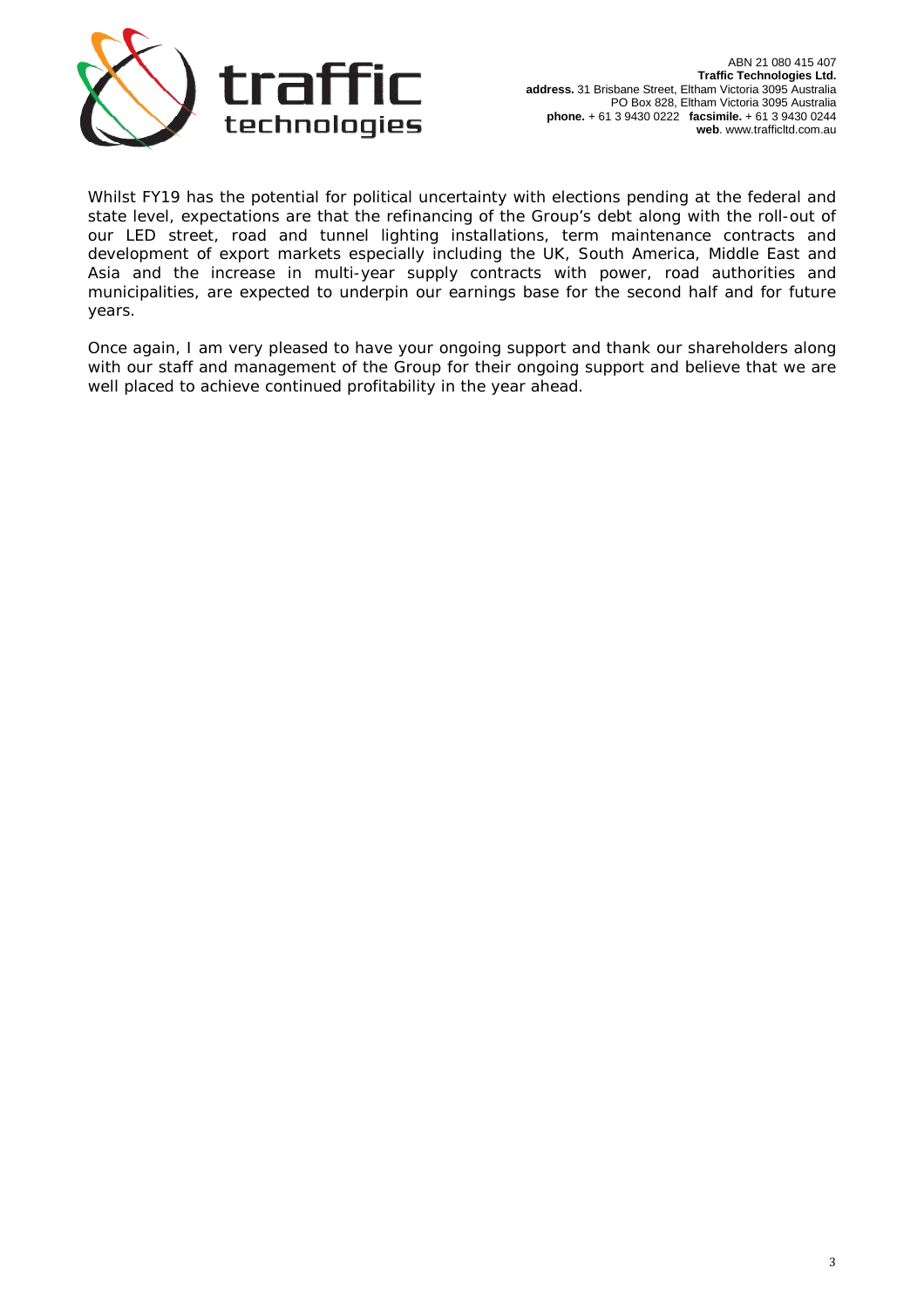Whilst FY19 has the potential for political uncertainty with elections pending at the federal and state level, expectations are that the refinancing of the Group's debt along with the roll-out of our LED street, road and tunnel lighting installations, term maintenance contracts and development of export markets especially including the UK, South America, Middle East and Asia and the increase in multi-year supply contracts with power, road authorities and municipalities, are expected to underpin our earnings base for the second half and for future years.

Once again, I am very pleased to have your ongoing support and thank our shareholders along with our staff and management of the Group for their ongoing support and believe that we are well placed to achieve continued profitability in the year ahead.